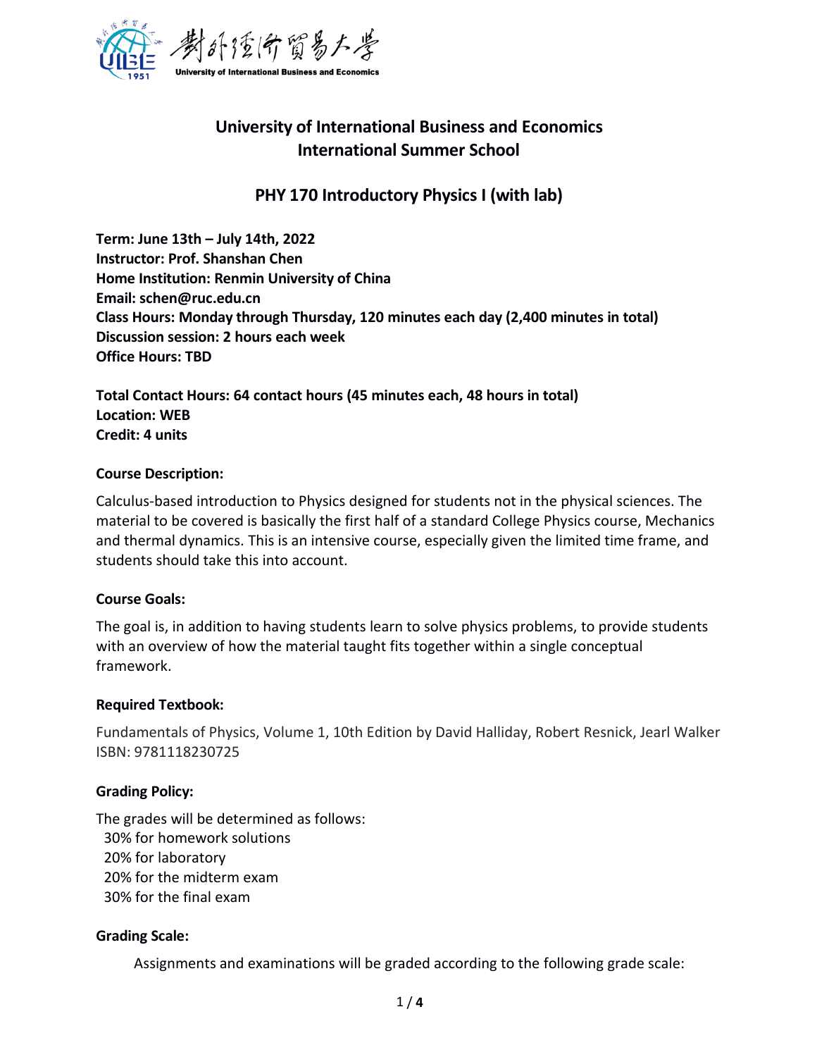# University of International Business and Economics
# International Summer School

## PHY 170 Introductory Physics I (with lab)

**Term: June 13th – July 14th, 2022**
**Instructor: Prof. Shanshan Chen**
**Home Institution: Renmin University of China**
**Email: schen@ruc.edu.cn**
**Class Hours: Monday through Thursday, 120 minutes each day (2,400 minutes in total)**
**Discussion session: 2 hours each week**
**Office Hours: TBD**

**Total Contact Hours: 64 contact hours (45 minutes each, 48 hours in total)**
**Location: WEB**
**Credit: 4 units**

### Course Description:

Calculus-based introduction to Physics designed for students not in the physical sciences. The material to be covered is basically the first half of a standard College Physics course, Mechanics and thermal dynamics. This is an intensive course, especially given the limited time frame, and students should take this into account.

### Course Goals:

The goal is, in addition to having students learn to solve physics problems, to provide students with an overview of how the material taught fits together within a single conceptual framework.

### Required Textbook:

Fundamentals of Physics, Volume 1, 10th Edition by David Halliday, Robert Resnick, Jearl Walker
ISBN: 9781118230725

### Grading Policy:

The grades will be determined as follows:
30% for homework solutions
20% for laboratory
20% for the midterm exam
30% for the final exam

### Grading Scale:

Assignments and examinations will be graded according to the following grade scale: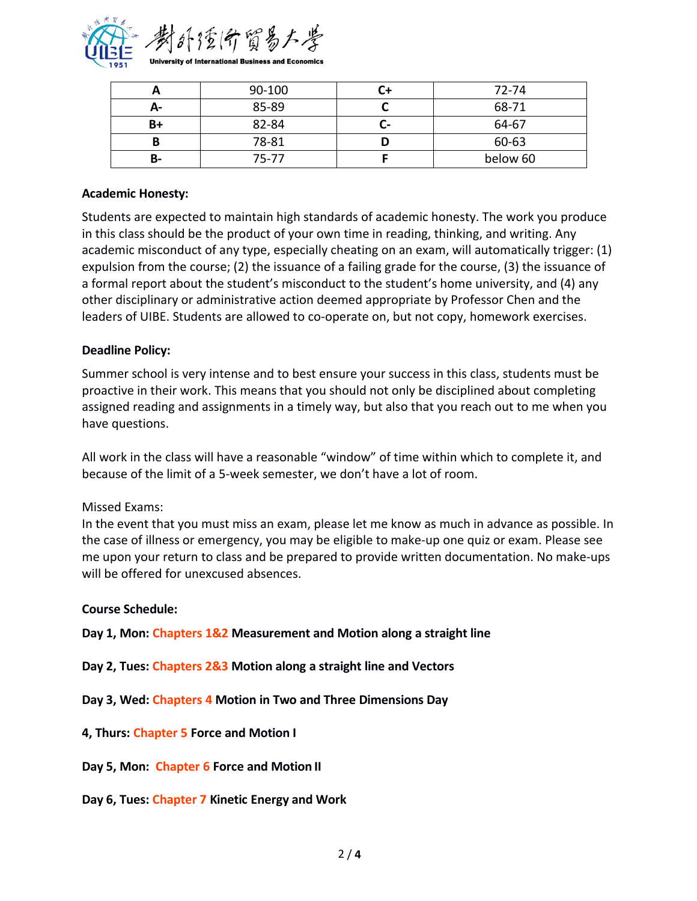| A | 90-100 | C+ | 72-74 |
|---|---|---|---|
| A- | 85-89 | C | 68-71 |
| B+ | 82-84 | C- | 64-67 |
| B | 78-81 | D | 60-63 |
| B- | 75-77 | F | below 60 |

**Academic Honesty:**

Students are expected to maintain high standards of academic honesty. The work you produce in this class should be the product of your own time in reading, thinking, and writing. Any academic misconduct of any type, especially cheating on an exam, will automatically trigger: (1) expulsion from the course; (2) the issuance of a failing grade for the course, (3) the issuance of a formal report about the student's misconduct to the student's home university, and (4) any other disciplinary or administrative action deemed appropriate by Professor Chen and the leaders of UIBE. Students are allowed to co-operate on, but not copy, homework exercises.

**Deadline Policy:**

Summer school is very intense and to best ensure your success in this class, students must be proactive in their work. This means that you should not only be disciplined about completing assigned reading and assignments in a timely way, but also that you reach out to me when you have questions.

All work in the class will have a reasonable "window" of time within which to complete it, and because of the limit of a 5-week semester, we don't have a lot of room.

Missed Exams:

In the event that you must miss an exam, please let me know as much in advance as possible. In the case of illness or emergency, you may be eligible to make-up one quiz or exam. Please see me upon your return to class and be prepared to provide written documentation. No make-ups will be offered for unexcused absences.

**Course Schedule:**

**Day 1, Mon: Chapters 1&2 Measurement and Motion along a straight line**

**Day 2, Tues: Chapters 2&3 Motion along a straight line and Vectors**

**Day 3, Wed: Chapters 4 Motion in Two and Three Dimensions Day**

**4, Thurs: Chapter 5 Force and Motion I**

**Day 5, Mon: Chapter 6 Force and Motion II**

**Day 6, Tues: Chapter 7 Kinetic Energy and Work**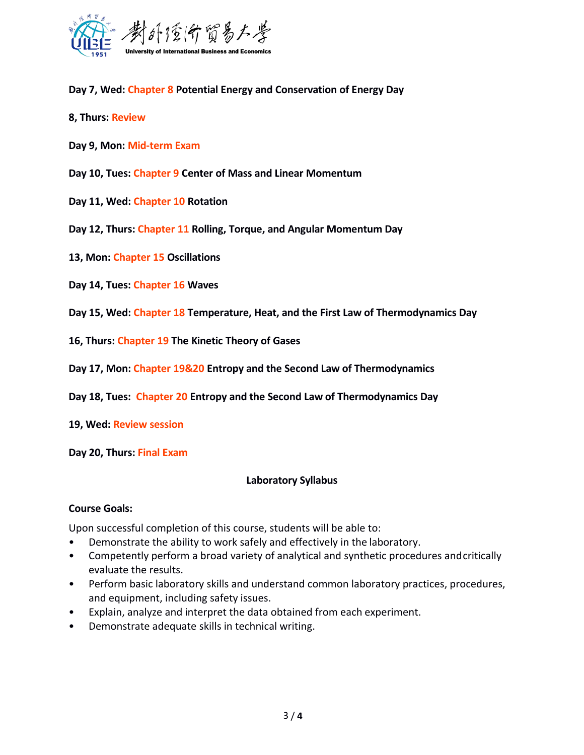Day 7, Wed: Chapter 8 Potential Energy and Conservation of Energy Day

8, Thurs: Review

Day 9, Mon: Mid-term Exam

Day 10, Tues: Chapter 9 Center of Mass and Linear Momentum

Day 11, Wed: Chapter 10 Rotation

Day 12, Thurs: Chapter 11 Rolling, Torque, and Angular Momentum Day

13, Mon: Chapter 15 Oscillations

Day 14, Tues: Chapter 16 Waves

Day 15, Wed: Chapter 18 Temperature, Heat, and the First Law of Thermodynamics Day

16, Thurs: Chapter 19 The Kinetic Theory of Gases

Day 17, Mon: Chapter 19&20 Entropy and the Second Law of Thermodynamics

Day 18, Tues: Chapter 20 Entropy and the Second Law of Thermodynamics Day

19, Wed: Review session

Day 20, Thurs: Final Exam

## Laboratory Syllabus

**Course Goals:**

Upon successful completion of this course, students will be able to:

- Demonstrate the ability to work safely and effectively in the laboratory.
- Competently perform a broad variety of analytical and synthetic procedures andcritically evaluate the results.
- Perform basic laboratory skills and understand common laboratory practices, procedures, and equipment, including safety issues.
- Explain, analyze and interpret the data obtained from each experiment.
- Demonstrate adequate skills in technical writing.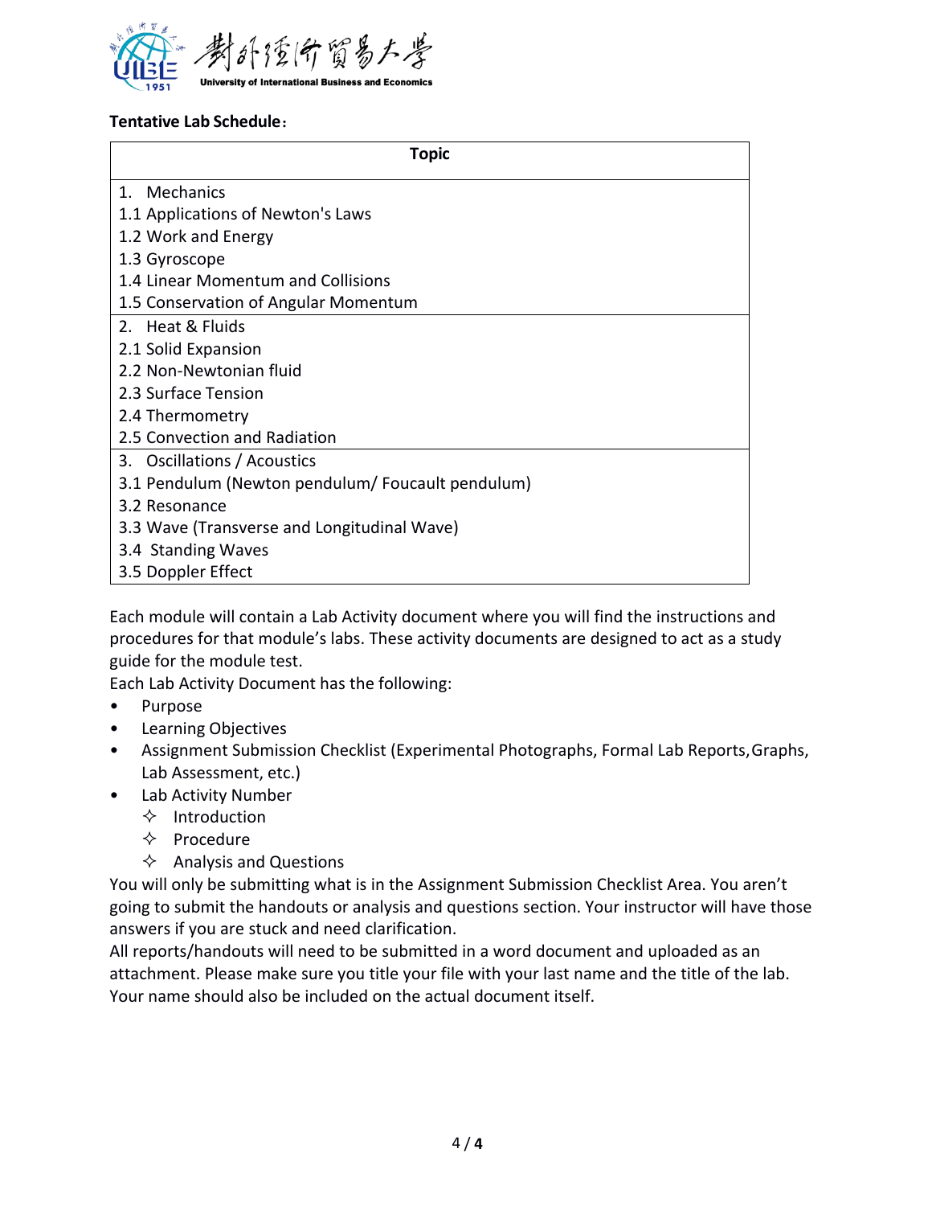**Tentative Lab Schedule**：

| Topic |
| --- |
| 1. Mechanics<br>1.1 Applications of Newton's Laws<br>1.2 Work and Energy<br>1.3 Gyroscope<br>1.4 Linear Momentum and Collisions<br>1.5 Conservation of Angular Momentum |
| 2. Heat & Fluids<br>2.1 Solid Expansion<br>2.2 Non-Newtonian fluid<br>2.3 Surface Tension<br>2.4 Thermometry<br>2.5 Convection and Radiation |
| 3. Oscillations / Acoustics<br>3.1 Pendulum (Newton pendulum/ Foucault pendulum)<br>3.2 Resonance<br>3.3 Wave (Transverse and Longitudinal Wave)<br>3.4 Standing Waves<br>3.5 Doppler Effect |

Each module will contain a Lab Activity document where you will find the instructions and procedures for that module's labs. These activity documents are designed to act as a study guide for the module test.

Each Lab Activity Document has the following:

- Purpose
- Learning Objectives
- Assignment Submission Checklist (Experimental Photographs, Formal Lab Reports, Graphs, Lab Assessment, etc.)
- Lab Activity Number
  - ✧ Introduction
  - ✧ Procedure
  - ✧ Analysis and Questions

You will only be submitting what is in the Assignment Submission Checklist Area. You aren't going to submit the handouts or analysis and questions section. Your instructor will have those answers if you are stuck and need clarification.

All reports/handouts will need to be submitted in a word document and uploaded as an attachment. Please make sure you title your file with your last name and the title of the lab. Your name should also be included on the actual document itself.